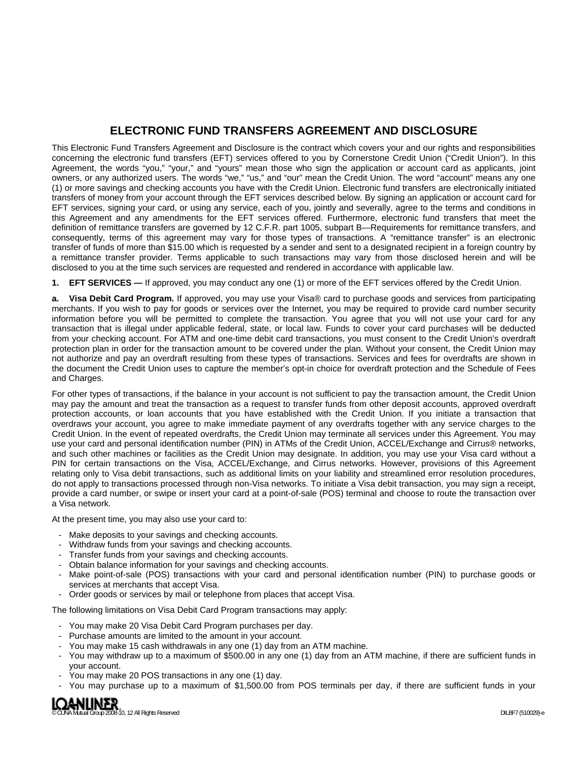# ELECTRONIC FUND TRANSFERS AGREEMENT AND DISCLOSURE

This Electronic Fund Transfers Agreement and Disclosure is the contract which covers your and our rights and responsibilities concerning the electronic fund transfers (EFT) services offered to you by Cornerstone Credit Union ("Credit Union"). In this Agreement, the words "you," "your," and "yours" mean those who sign the application or account card as applicants, joint owners, or any authorized users. The words "we," "us," and "our" mean the Credit Union. The word "account" means any one (1) or more savings and checking accounts you have with the Credit Union. Electronic fund transfers are electronically initiated transfers of money from your account through the EFT services described below. By signing an application or account card for EFT services, signing your card, or using any service, each of you, jointly and severally, agree to the terms and conditions in this Agreement and any amendments for the EFT services offered. Furthermore, electronic fund transfers that meet the definition of remittance transfers are governed by 12 C.F.R. part 1005, subpart B—Requirements for remittance transfers, and consequently, terms of this agreement may vary for those types of transactions. A "remittance transfer" is an electronic transfer of funds of more than $15.00 which is requested by a sender and sent to a designated recipient in a foreign country by a remittance transfer provider. Terms applicable to such transactions may vary from those disclosed herein and will be disclosed to you at the time such services are requested and rendered in accordance with applicable law.

**1. EFT SERVICES —** If approved, you may conduct any one (1) or more of the EFT services offered by the Credit Union.

**a. Visa Debit Card Program.** If approved, you may use your Visa® card to purchase goods and services from participating merchants. If you wish to pay for goods or services over the Internet, you may be required to provide card number security information before you will be permitted to complete the transaction. You agree that you will not use your card for any transaction that is illegal under applicable federal, state, or local law. Funds to cover your card purchases will be deducted from your checking account. For ATM and one-time debit card transactions, you must consent to the Credit Union's overdraft protection plan in order for the transaction amount to be covered under the plan. Without your consent, the Credit Union may not authorize and pay an overdraft resulting from these types of transactions. Services and fees for overdrafts are shown in the document the Credit Union uses to capture the member's opt-in choice for overdraft protection and the Schedule of Fees and Charges.

For other types of transactions, if the balance in your account is not sufficient to pay the transaction amount, the Credit Union may pay the amount and treat the transaction as a request to transfer funds from other deposit accounts, approved overdraft protection accounts, or loan accounts that you have established with the Credit Union. If you initiate a transaction that overdraws your account, you agree to make immediate payment of any overdrafts together with any service charges to the Credit Union. In the event of repeated overdrafts, the Credit Union may terminate all services under this Agreement. You may use your card and personal identification number (PIN) in ATMs of the Credit Union, ACCEL/Exchange and Cirrus® networks, and such other machines or facilities as the Credit Union may designate. In addition, you may use your Visa card without a PIN for certain transactions on the Visa, ACCEL/Exchange, and Cirrus networks. However, provisions of this Agreement relating only to Visa debit transactions, such as additional limits on your liability and streamlined error resolution procedures, do not apply to transactions processed through non-Visa networks. To initiate a Visa debit transaction, you may sign a receipt, provide a card number, or swipe or insert your card at a point-of-sale (POS) terminal and choose to route the transaction over a Visa network.

At the present time, you may also use your card to:

- Make deposits to your savings and checking accounts.
- Withdraw funds from your savings and checking accounts.
- Transfer funds from your savings and checking accounts.
- Obtain balance information for your savings and checking accounts.
- Make point-of-sale (POS) transactions with your card and personal identification number (PIN) to purchase goods or services at merchants that accept Visa.
- Order goods or services by mail or telephone from places that accept Visa.

The following limitations on Visa Debit Card Program transactions may apply:

- You may make 20 Visa Debit Card Program purchases per day.
- Purchase amounts are limited to the amount in your account.
- You may make 15 cash withdrawals in any one (1) day from an ATM machine.
- You may withdraw up to a maximum of $500.00 in any one (1) day from an ATM machine, if there are sufficient funds in your account.
- You may make 20 POS transactions in any one (1) day.
- You may purchase up to a maximum of $1,500.00 from POS terminals per day, if there are sufficient funds in your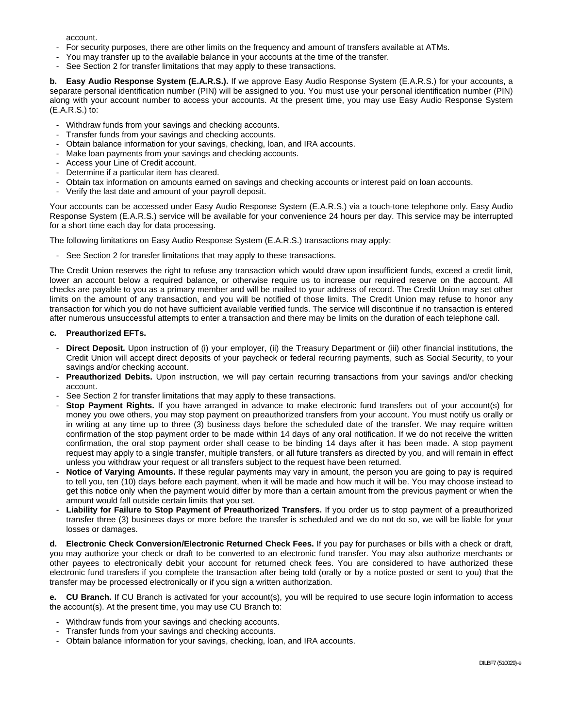account.

- For security purposes, there are other limits on the frequency and amount of transfers available at ATMs.
- You may transfer up to the available balance in your accounts at the time of the transfer.
- See Section 2 for transfer limitations that may apply to these transactions.

**b. Easy Audio Response System (E.A.R.S.).** If we approve Easy Audio Response System (E.A.R.S.) for your accounts, a separate personal identification number (PIN) will be assigned to you. You must use your personal identification number (PIN) along with your account number to access your accounts. At the present time, you may use Easy Audio Response System (E.A.R.S.) to:

- Withdraw funds from your savings and checking accounts.
- Transfer funds from your savings and checking accounts.
- Obtain balance information for your savings, checking, loan, and IRA accounts.
- Make loan payments from your savings and checking accounts.
- Access your Line of Credit account.
- Determine if a particular item has cleared.
- Obtain tax information on amounts earned on savings and checking accounts or interest paid on loan accounts.
- Verify the last date and amount of your payroll deposit.

Your accounts can be accessed under Easy Audio Response System (E.A.R.S.) via a touch-tone telephone only. Easy Audio Response System (E.A.R.S.) service will be available for your convenience 24 hours per day. This service may be interrupted for a short time each day for data processing.

The following limitations on Easy Audio Response System (E.A.R.S.) transactions may apply:

- See Section 2 for transfer limitations that may apply to these transactions.

The Credit Union reserves the right to refuse any transaction which would draw upon insufficient funds, exceed a credit limit, lower an account below a required balance, or otherwise require us to increase our required reserve on the account. All checks are payable to you as a primary member and will be mailed to your address of record. The Credit Union may set other limits on the amount of any transaction, and you will be notified of those limits. The Credit Union may refuse to honor any transaction for which you do not have sufficient available verified funds. The service will discontinue if no transaction is entered after numerous unsuccessful attempts to enter a transaction and there may be limits on the duration of each telephone call.

**c. Preauthorized EFTs.**

- **Direct Deposit.** Upon instruction of (i) your employer, (ii) the Treasury Department or (iii) other financial institutions, the Credit Union will accept direct deposits of your paycheck or federal recurring payments, such as Social Security, to your savings and/or checking account.
- **Preauthorized Debits.** Upon instruction, we will pay certain recurring transactions from your savings and/or checking account.
- See Section 2 for transfer limitations that may apply to these transactions.
- **Stop Payment Rights.** If you have arranged in advance to make electronic fund transfers out of your account(s) for money you owe others, you may stop payment on preauthorized transfers from your account. You must notify us orally or in writing at any time up to three (3) business days before the scheduled date of the transfer. We may require written confirmation of the stop payment order to be made within 14 days of any oral notification. If we do not receive the written confirmation, the oral stop payment order shall cease to be binding 14 days after it has been made. A stop payment request may apply to a single transfer, multiple transfers, or all future transfers as directed by you, and will remain in effect unless you withdraw your request or all transfers subject to the request have been returned.
- **Notice of Varying Amounts.** If these regular payments may vary in amount, the person you are going to pay is required to tell you, ten (10) days before each payment, when it will be made and how much it will be. You may choose instead to get this notice only when the payment would differ by more than a certain amount from the previous payment or when the amount would fall outside certain limits that you set.
- **Liability for Failure to Stop Payment of Preauthorized Transfers.** If you order us to stop payment of a preauthorized transfer three (3) business days or more before the transfer is scheduled and we do not do so, we will be liable for your losses or damages.

**d. Electronic Check Conversion/Electronic Returned Check Fees.** If you pay for purchases or bills with a check or draft, you may authorize your check or draft to be converted to an electronic fund transfer. You may also authorize merchants or other payees to electronically debit your account for returned check fees. You are considered to have authorized these electronic fund transfers if you complete the transaction after being told (orally or by a notice posted or sent to you) that the transfer may be processed electronically or if you sign a written authorization.

**e. CU Branch.** If CU Branch is activated for your account(s), you will be required to use secure login information to access the account(s). At the present time, you may use CU Branch to:

- Withdraw funds from your savings and checking accounts.
- Transfer funds from your savings and checking accounts.
- Obtain balance information for your savings, checking, loan, and IRA accounts.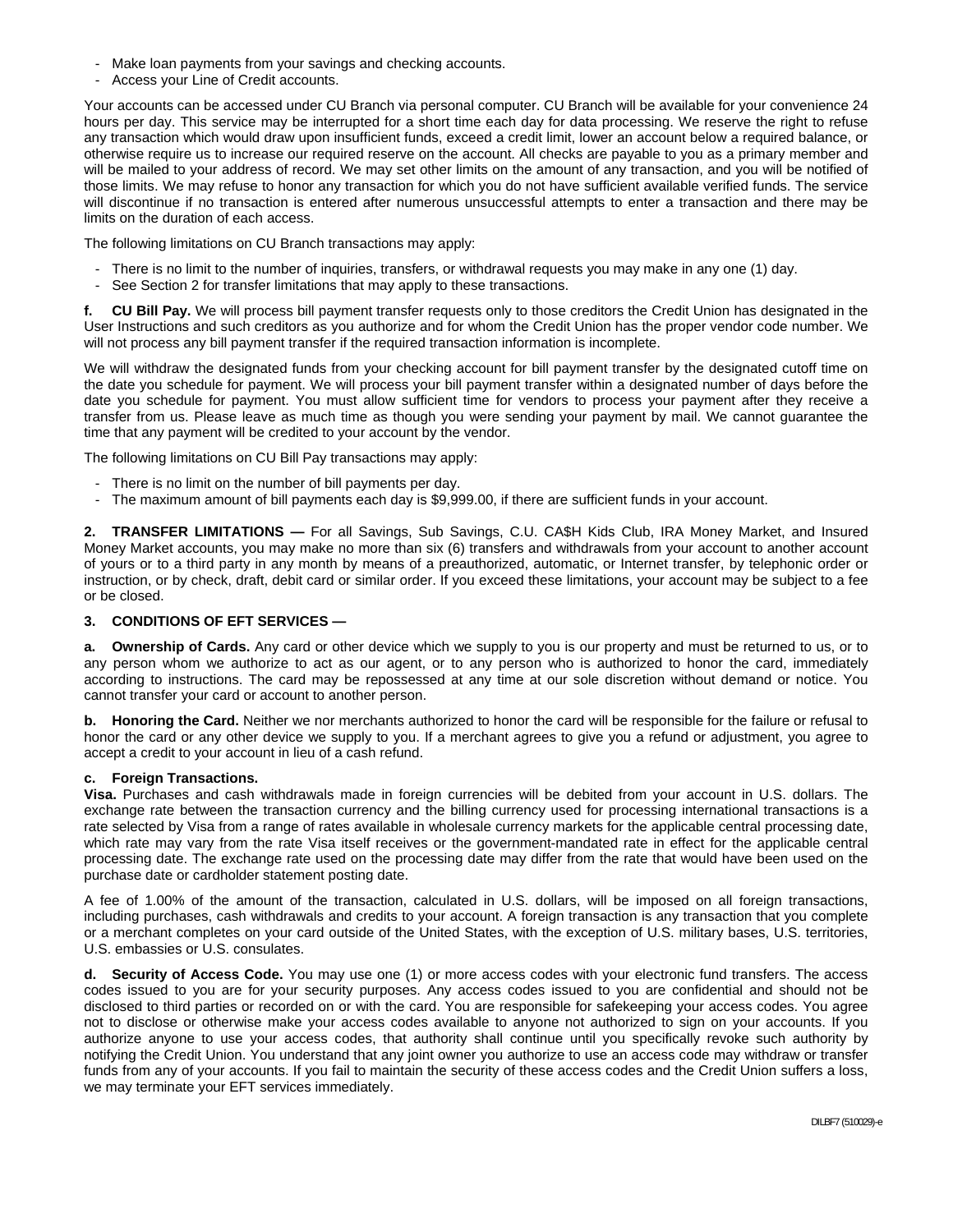- Make loan payments from your savings and checking accounts.
- Access your Line of Credit accounts.

Your accounts can be accessed under CU Branch via personal computer. CU Branch will be available for your convenience 24 hours per day. This service may be interrupted for a short time each day for data processing. We reserve the right to refuse any transaction which would draw upon insufficient funds, exceed a credit limit, lower an account below a required balance, or otherwise require us to increase our required reserve on the account. All checks are payable to you as a primary member and will be mailed to your address of record. We may set other limits on the amount of any transaction, and you will be notified of those limits. We may refuse to honor any transaction for which you do not have sufficient available verified funds. The service will discontinue if no transaction is entered after numerous unsuccessful attempts to enter a transaction and there may be limits on the duration of each access.

The following limitations on CU Branch transactions may apply:

- There is no limit to the number of inquiries, transfers, or withdrawal requests you may make in any one (1) day.
- See Section 2 for transfer limitations that may apply to these transactions.

**f. CU Bill Pay.** We will process bill payment transfer requests only to those creditors the Credit Union has designated in the User Instructions and such creditors as you authorize and for whom the Credit Union has the proper vendor code number. We will not process any bill payment transfer if the required transaction information is incomplete.

We will withdraw the designated funds from your checking account for bill payment transfer by the designated cutoff time on the date you schedule for payment. We will process your bill payment transfer within a designated number of days before the date you schedule for payment. You must allow sufficient time for vendors to process your payment after they receive a transfer from us. Please leave as much time as though you were sending your payment by mail. We cannot guarantee the time that any payment will be credited to your account by the vendor.

The following limitations on CU Bill Pay transactions may apply:

- There is no limit on the number of bill payments per day.
- The maximum amount of bill payments each day is $9,999.00, if there are sufficient funds in your account.

**2. TRANSFER LIMITATIONS —** For all Savings, Sub Savings, C.U. CA$H Kids Club, IRA Money Market, and Insured Money Market accounts, you may make no more than six (6) transfers and withdrawals from your account to another account of yours or to a third party in any month by means of a preauthorized, automatic, or Internet transfer, by telephonic order or instruction, or by check, draft, debit card or similar order. If you exceed these limitations, your account may be subject to a fee or be closed.

**3. CONDITIONS OF EFT SERVICES —**

**a. Ownership of Cards.** Any card or other device which we supply to you is our property and must be returned to us, or to any person whom we authorize to act as our agent, or to any person who is authorized to honor the card, immediately according to instructions. The card may be repossessed at any time at our sole discretion without demand or notice. You cannot transfer your card or account to another person.

**b. Honoring the Card.** Neither we nor merchants authorized to honor the card will be responsible for the failure or refusal to honor the card or any other device we supply to you. If a merchant agrees to give you a refund or adjustment, you agree to accept a credit to your account in lieu of a cash refund.

**c. Foreign Transactions.**

**Visa.** Purchases and cash withdrawals made in foreign currencies will be debited from your account in U.S. dollars. The exchange rate between the transaction currency and the billing currency used for processing international transactions is a rate selected by Visa from a range of rates available in wholesale currency markets for the applicable central processing date, which rate may vary from the rate Visa itself receives or the government-mandated rate in effect for the applicable central processing date. The exchange rate used on the processing date may differ from the rate that would have been used on the purchase date or cardholder statement posting date.

A fee of 1.00% of the amount of the transaction, calculated in U.S. dollars, will be imposed on all foreign transactions, including purchases, cash withdrawals and credits to your account. A foreign transaction is any transaction that you complete or a merchant completes on your card outside of the United States, with the exception of U.S. military bases, U.S. territories, U.S. embassies or U.S. consulates.

**d. Security of Access Code.** You may use one (1) or more access codes with your electronic fund transfers. The access codes issued to you are for your security purposes. Any access codes issued to you are confidential and should not be disclosed to third parties or recorded on or with the card. You are responsible for safekeeping your access codes. You agree not to disclose or otherwise make your access codes available to anyone not authorized to sign on your accounts. If you authorize anyone to use your access codes, that authority shall continue until you specifically revoke such authority by notifying the Credit Union. You understand that any joint owner you authorize to use an access code may withdraw or transfer funds from any of your accounts. If you fail to maintain the security of these access codes and the Credit Union suffers a loss, we may terminate your EFT services immediately.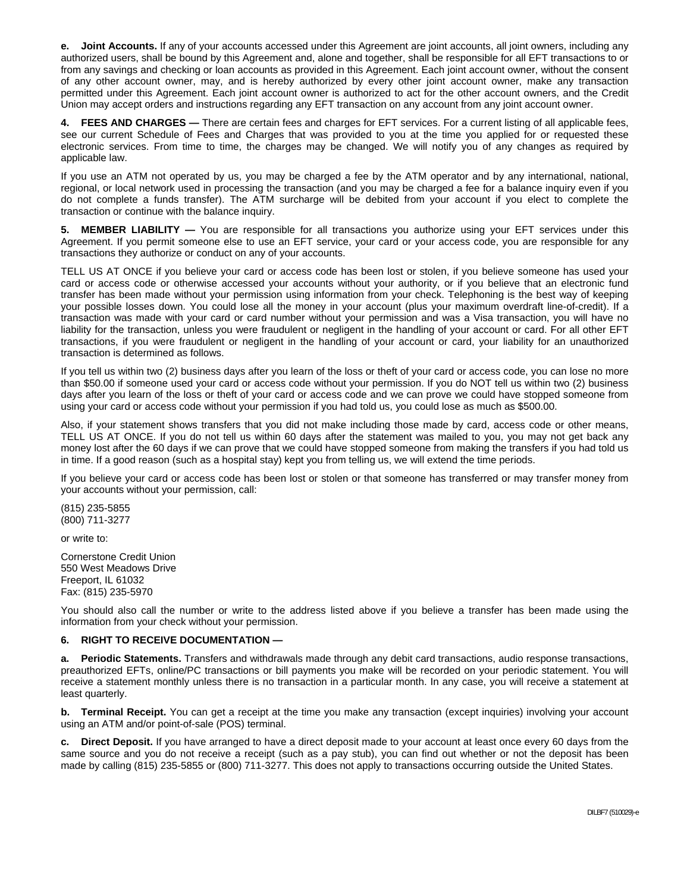**e. Joint Accounts.** If any of your accounts accessed under this Agreement are joint accounts, all joint owners, including any authorized users, shall be bound by this Agreement and, alone and together, shall be responsible for all EFT transactions to or from any savings and checking or loan accounts as provided in this Agreement. Each joint account owner, without the consent of any other account owner, may, and is hereby authorized by every other joint account owner, make any transaction permitted under this Agreement. Each joint account owner is authorized to act for the other account owners, and the Credit Union may accept orders and instructions regarding any EFT transaction on any account from any joint account owner.

**4. FEES AND CHARGES —** There are certain fees and charges for EFT services. For a current listing of all applicable fees, see our current Schedule of Fees and Charges that was provided to you at the time you applied for or requested these electronic services. From time to time, the charges may be changed. We will notify you of any changes as required by applicable law.

If you use an ATM not operated by us, you may be charged a fee by the ATM operator and by any international, national, regional, or local network used in processing the transaction (and you may be charged a fee for a balance inquiry even if you do not complete a funds transfer). The ATM surcharge will be debited from your account if you elect to complete the transaction or continue with the balance inquiry.

**5. MEMBER LIABILITY —** You are responsible for all transactions you authorize using your EFT services under this Agreement. If you permit someone else to use an EFT service, your card or your access code, you are responsible for any transactions they authorize or conduct on any of your accounts.

TELL US AT ONCE if you believe your card or access code has been lost or stolen, if you believe someone has used your card or access code or otherwise accessed your accounts without your authority, or if you believe that an electronic fund transfer has been made without your permission using information from your check. Telephoning is the best way of keeping your possible losses down. You could lose all the money in your account (plus your maximum overdraft line-of-credit). If a transaction was made with your card or card number without your permission and was a Visa transaction, you will have no liability for the transaction, unless you were fraudulent or negligent in the handling of your account or card. For all other EFT transactions, if you were fraudulent or negligent in the handling of your account or card, your liability for an unauthorized transaction is determined as follows.

If you tell us within two (2) business days after you learn of the loss or theft of your card or access code, you can lose no more than $50.00 if someone used your card or access code without your permission. If you do NOT tell us within two (2) business days after you learn of the loss or theft of your card or access code and we can prove we could have stopped someone from using your card or access code without your permission if you had told us, you could lose as much as $500.00.

Also, if your statement shows transfers that you did not make including those made by card, access code or other means, TELL US AT ONCE. If you do not tell us within 60 days after the statement was mailed to you, you may not get back any money lost after the 60 days if we can prove that we could have stopped someone from making the transfers if you had told us in time. If a good reason (such as a hospital stay) kept you from telling us, we will extend the time periods.

If you believe your card or access code has been lost or stolen or that someone has transferred or may transfer money from your accounts without your permission, call:

(815) 235-5855
(800) 711-3277

or write to:

Cornerstone Credit Union
550 West Meadows Drive
Freeport, IL 61032
Fax: (815) 235-5970

You should also call the number or write to the address listed above if you believe a transfer has been made using the information from your check without your permission.

**6. RIGHT TO RECEIVE DOCUMENTATION —**

**a. Periodic Statements.** Transfers and withdrawals made through any debit card transactions, audio response transactions, preauthorized EFTs, online/PC transactions or bill payments you make will be recorded on your periodic statement. You will receive a statement monthly unless there is no transaction in a particular month. In any case, you will receive a statement at least quarterly.

**b. Terminal Receipt.** You can get a receipt at the time you make any transaction (except inquiries) involving your account using an ATM and/or point-of-sale (POS) terminal.

**c. Direct Deposit.** If you have arranged to have a direct deposit made to your account at least once every 60 days from the same source and you do not receive a receipt (such as a pay stub), you can find out whether or not the deposit has been made by calling (815) 235-5855 or (800) 711-3277. This does not apply to transactions occurring outside the United States.

DILBF7 (510029)-e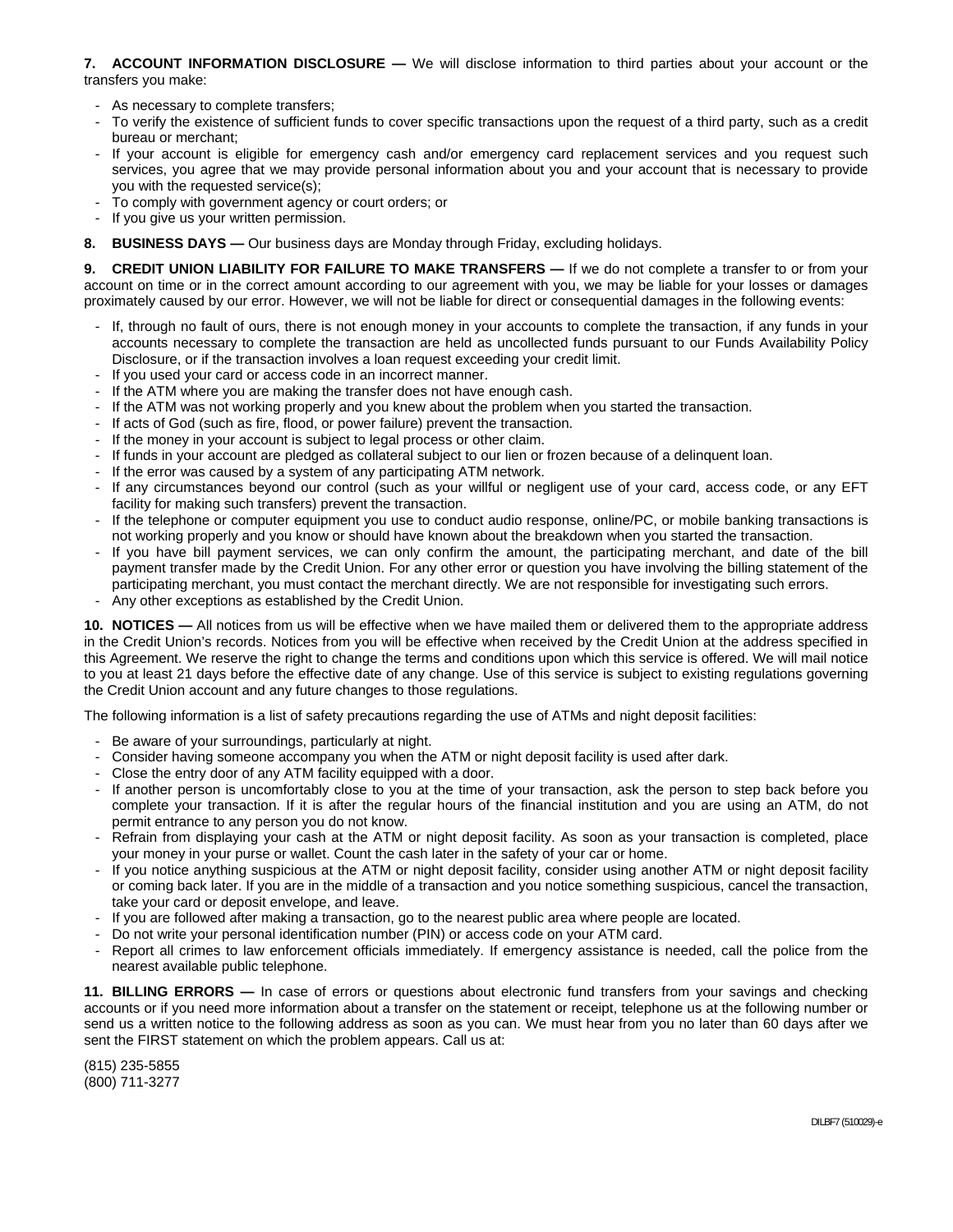**7. ACCOUNT INFORMATION DISCLOSURE —** We will disclose information to third parties about your account or the transfers you make:

- As necessary to complete transfers;
- To verify the existence of sufficient funds to cover specific transactions upon the request of a third party, such as a credit bureau or merchant;
- If your account is eligible for emergency cash and/or emergency card replacement services and you request such services, you agree that we may provide personal information about you and your account that is necessary to provide you with the requested service(s);
- To comply with government agency or court orders; or
- If you give us your written permission.

**8. BUSINESS DAYS —** Our business days are Monday through Friday, excluding holidays.

**9. CREDIT UNION LIABILITY FOR FAILURE TO MAKE TRANSFERS —** If we do not complete a transfer to or from your account on time or in the correct amount according to our agreement with you, we may be liable for your losses or damages proximately caused by our error. However, we will not be liable for direct or consequential damages in the following events:

- If, through no fault of ours, there is not enough money in your accounts to complete the transaction, if any funds in your accounts necessary to complete the transaction are held as uncollected funds pursuant to our Funds Availability Policy Disclosure, or if the transaction involves a loan request exceeding your credit limit.
- If you used your card or access code in an incorrect manner.
- If the ATM where you are making the transfer does not have enough cash.
- If the ATM was not working properly and you knew about the problem when you started the transaction.
- If acts of God (such as fire, flood, or power failure) prevent the transaction.
- If the money in your account is subject to legal process or other claim.
- If funds in your account are pledged as collateral subject to our lien or frozen because of a delinquent loan.
- If the error was caused by a system of any participating ATM network.
- If any circumstances beyond our control (such as your willful or negligent use of your card, access code, or any EFT facility for making such transfers) prevent the transaction.
- If the telephone or computer equipment you use to conduct audio response, online/PC, or mobile banking transactions is not working properly and you know or should have known about the breakdown when you started the transaction.
- If you have bill payment services, we can only confirm the amount, the participating merchant, and date of the bill payment transfer made by the Credit Union. For any other error or question you have involving the billing statement of the participating merchant, you must contact the merchant directly. We are not responsible for investigating such errors.
- Any other exceptions as established by the Credit Union.

**10. NOTICES —** All notices from us will be effective when we have mailed them or delivered them to the appropriate address in the Credit Union's records. Notices from you will be effective when received by the Credit Union at the address specified in this Agreement. We reserve the right to change the terms and conditions upon which this service is offered. We will mail notice to you at least 21 days before the effective date of any change. Use of this service is subject to existing regulations governing the Credit Union account and any future changes to those regulations.

The following information is a list of safety precautions regarding the use of ATMs and night deposit facilities:

- Be aware of your surroundings, particularly at night.
- Consider having someone accompany you when the ATM or night deposit facility is used after dark.
- Close the entry door of any ATM facility equipped with a door.
- If another person is uncomfortably close to you at the time of your transaction, ask the person to step back before you complete your transaction. If it is after the regular hours of the financial institution and you are using an ATM, do not permit entrance to any person you do not know.
- Refrain from displaying your cash at the ATM or night deposit facility. As soon as your transaction is completed, place your money in your purse or wallet. Count the cash later in the safety of your car or home.
- If you notice anything suspicious at the ATM or night deposit facility, consider using another ATM or night deposit facility or coming back later. If you are in the middle of a transaction and you notice something suspicious, cancel the transaction, take your card or deposit envelope, and leave.
- If you are followed after making a transaction, go to the nearest public area where people are located.
- Do not write your personal identification number (PIN) or access code on your ATM card.
- Report all crimes to law enforcement officials immediately. If emergency assistance is needed, call the police from the nearest available public telephone.

**11. BILLING ERRORS —** In case of errors or questions about electronic fund transfers from your savings and checking accounts or if you need more information about a transfer on the statement or receipt, telephone us at the following number or send us a written notice to the following address as soon as you can. We must hear from you no later than 60 days after we sent the FIRST statement on which the problem appears. Call us at:

(815) 235-5855
(800) 711-3277

DILBF7 (510029)-e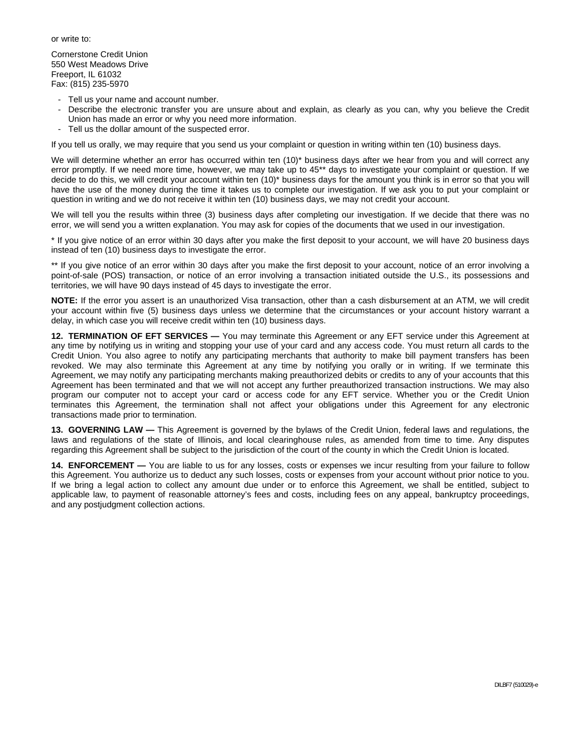or write to:

Cornerstone Credit Union
550 West Meadows Drive
Freeport, IL 61032
Fax: (815) 235-5970

- Tell us your name and account number.
- Describe the electronic transfer you are unsure about and explain, as clearly as you can, why you believe the Credit Union has made an error or why you need more information.
- Tell us the dollar amount of the suspected error.

If you tell us orally, we may require that you send us your complaint or question in writing within ten (10) business days.

We will determine whether an error has occurred within ten (10)* business days after we hear from you and will correct any error promptly. If we need more time, however, we may take up to 45** days to investigate your complaint or question. If we decide to do this, we will credit your account within ten (10)* business days for the amount you think is in error so that you will have the use of the money during the time it takes us to complete our investigation. If we ask you to put your complaint or question in writing and we do not receive it within ten (10) business days, we may not credit your account.

We will tell you the results within three (3) business days after completing our investigation. If we decide that there was no error, we will send you a written explanation. You may ask for copies of the documents that we used in our investigation.

* If you give notice of an error within 30 days after you make the first deposit to your account, we will have 20 business days instead of ten (10) business days to investigate the error.

** If you give notice of an error within 30 days after you make the first deposit to your account, notice of an error involving a point-of-sale (POS) transaction, or notice of an error involving a transaction initiated outside the U.S., its possessions and territories, we will have 90 days instead of 45 days to investigate the error.

**NOTE:** If the error you assert is an unauthorized Visa transaction, other than a cash disbursement at an ATM, we will credit your account within five (5) business days unless we determine that the circumstances or your account history warrant a delay, in which case you will receive credit within ten (10) business days.

**12. TERMINATION OF EFT SERVICES —** You may terminate this Agreement or any EFT service under this Agreement at any time by notifying us in writing and stopping your use of your card and any access code. You must return all cards to the Credit Union. You also agree to notify any participating merchants that authority to make bill payment transfers has been revoked. We may also terminate this Agreement at any time by notifying you orally or in writing. If we terminate this Agreement, we may notify any participating merchants making preauthorized debits or credits to any of your accounts that this Agreement has been terminated and that we will not accept any further preauthorized transaction instructions. We may also program our computer not to accept your card or access code for any EFT service. Whether you or the Credit Union terminates this Agreement, the termination shall not affect your obligations under this Agreement for any electronic transactions made prior to termination.

**13. GOVERNING LAW —** This Agreement is governed by the bylaws of the Credit Union, federal laws and regulations, the laws and regulations of the state of Illinois, and local clearinghouse rules, as amended from time to time. Any disputes regarding this Agreement shall be subject to the jurisdiction of the court of the county in which the Credit Union is located.

**14. ENFORCEMENT —** You are liable to us for any losses, costs or expenses we incur resulting from your failure to follow this Agreement. You authorize us to deduct any such losses, costs or expenses from your account without prior notice to you. If we bring a legal action to collect any amount due under or to enforce this Agreement, we shall be entitled, subject to applicable law, to payment of reasonable attorney's fees and costs, including fees on any appeal, bankruptcy proceedings, and any postjudgment collection actions.

DILBF7 (510029)-e